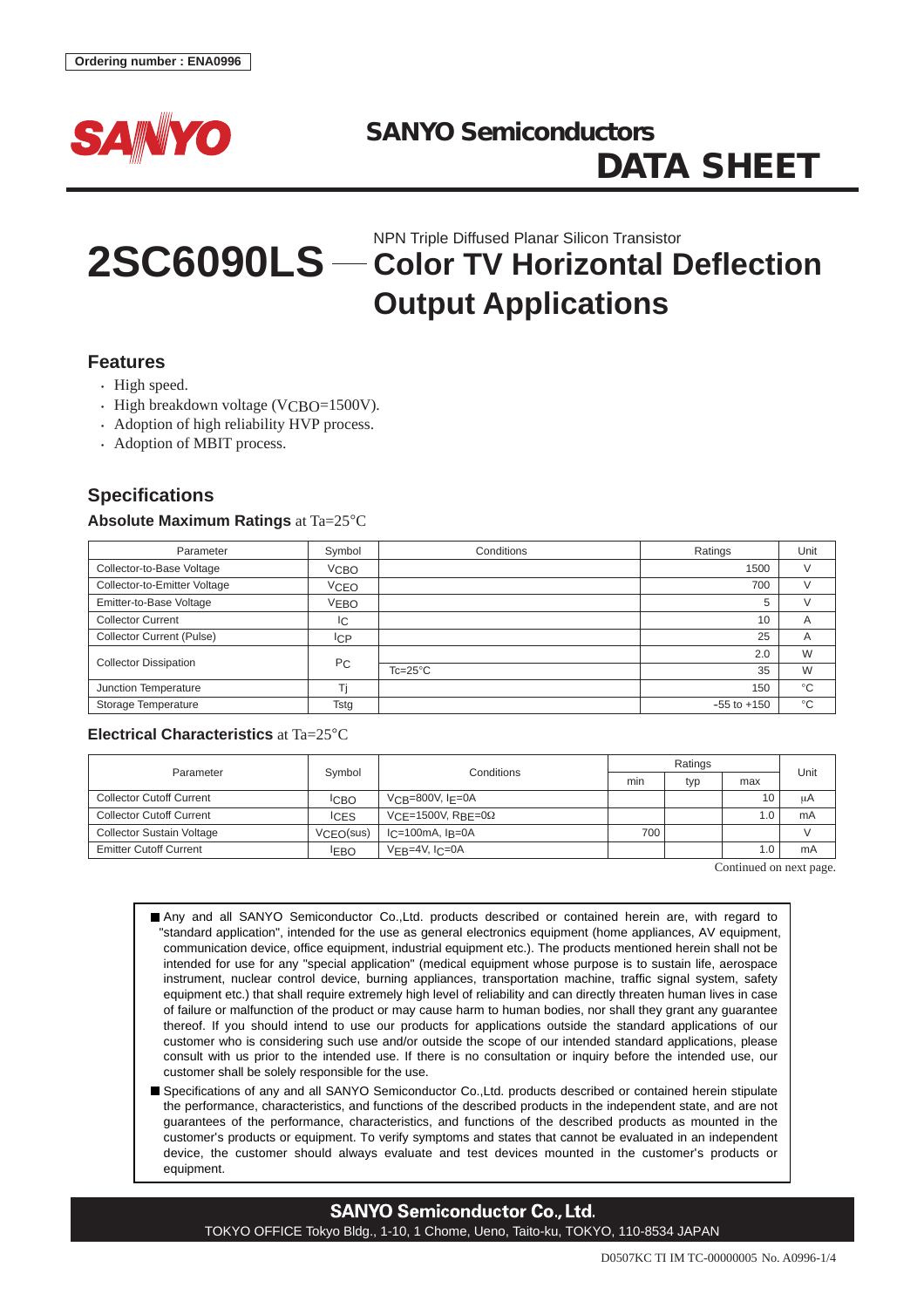Ordering number : ENA0996

SANYO

# SANYO Semiconductors DATA SHEET

# 2SC6090LS — NPN Triple Diffused Planar Silicon Transistor Color TV Horizontal Deflection Output Applications

## Features

- High speed.
- High breakdown voltage ($V_{CBO}$=1500V).
- Adoption of high reliability HVP process.
- Adoption of MBIT process.

## Specifications

### Absolute Maximum Ratings at Ta=25°C

| Parameter | Symbol | Conditions | Ratings | Unit |
|---|---|---|---|---|
| Collector-to-Base Voltage | $V_{CBO}$ | | 1500 | V |
| Collector-to-Emitter Voltage | $V_{CEO}$ | | 700 | V |
| Emitter-to-Base Voltage | $V_{EBO}$ | | 5 | V |
| Collector Current | $I_C$ | | 10 | A |
| Collector Current (Pulse) | $I_{CP}$ | | 25 | A |
| Collector Dissipation | $P_C$ | | 2.0 | W |
| | | Tc=25°C | 35 | W |
| Junction Temperature | Tj | | 150 | °C |
| Storage Temperature | Tstg | | –55 to +150 | °C |

### Electrical Characteristics at Ta=25°C

| Parameter | Symbol | Conditions | Ratings | | | Unit |
|---|---|---|---|---|---|---|
| | | | min | typ | max | |
| Collector Cutoff Current | $I_{CBO}$ | $V_{CB}$=800V, $I_E$=0A | | | 10 | μA |
| Collector Cutoff Current | $I_{CES}$ | $V_{CE}$=1500V, $R_{BE}$=0Ω | | | 1.0 | mA |
| Collector Sustain Voltage | $V_{CEO}$(sus) | $I_C$=100mA, $I_B$=0A | 700 | | | V |
| Emitter Cutoff Current | $I_{EBO}$ | $V_{EB}$=4V, $I_C$=0A | | | 1.0 | mA |

Continued on next page.

- Any and all SANYO Semiconductor Co.,Ltd. products described or contained herein are, with regard to "standard application", intended for the use as general electronics equipment (home appliances, AV equipment, communication device, office equipment, industrial equipment etc.). The products mentioned herein shall not be intended for use for any "special application" (medical equipment whose purpose is to sustain life, aerospace instrument, nuclear control device, burning appliances, transportation machine, traffic signal system, safety equipment etc.) that shall require extremely high level of reliability and can directly threaten human lives in case of failure or malfunction of the product or may cause harm to human bodies, nor shall they grant any guarantee thereof. If you should intend to use our products for applications outside the standard applications of our customer who is considering such use and/or outside the scope of our intended standard applications, please consult with us prior to the intended use. If there is no consultation or inquiry before the intended use, our customer shall be solely responsible for the use.
- Specifications of any and all SANYO Semiconductor Co.,Ltd. products described or contained herein stipulate the performance, characteristics, and functions of the described products in the independent state, and are not guarantees of the performance, characteristics, and functions of the described products as mounted in the customer's products or equipment. To verify symptoms and states that cannot be evaluated in an independent device, the customer should always evaluate and test devices mounted in the customer's products or equipment.

**SANYO Semiconductor Co., Ltd.**

TOKYO OFFICE Tokyo Bldg., 1-10, 1 Chome, Ueno, Taito-ku, TOKYO, 110-8534 JAPAN

D0507KC TI IM TC-00000005 No. A0996-1/4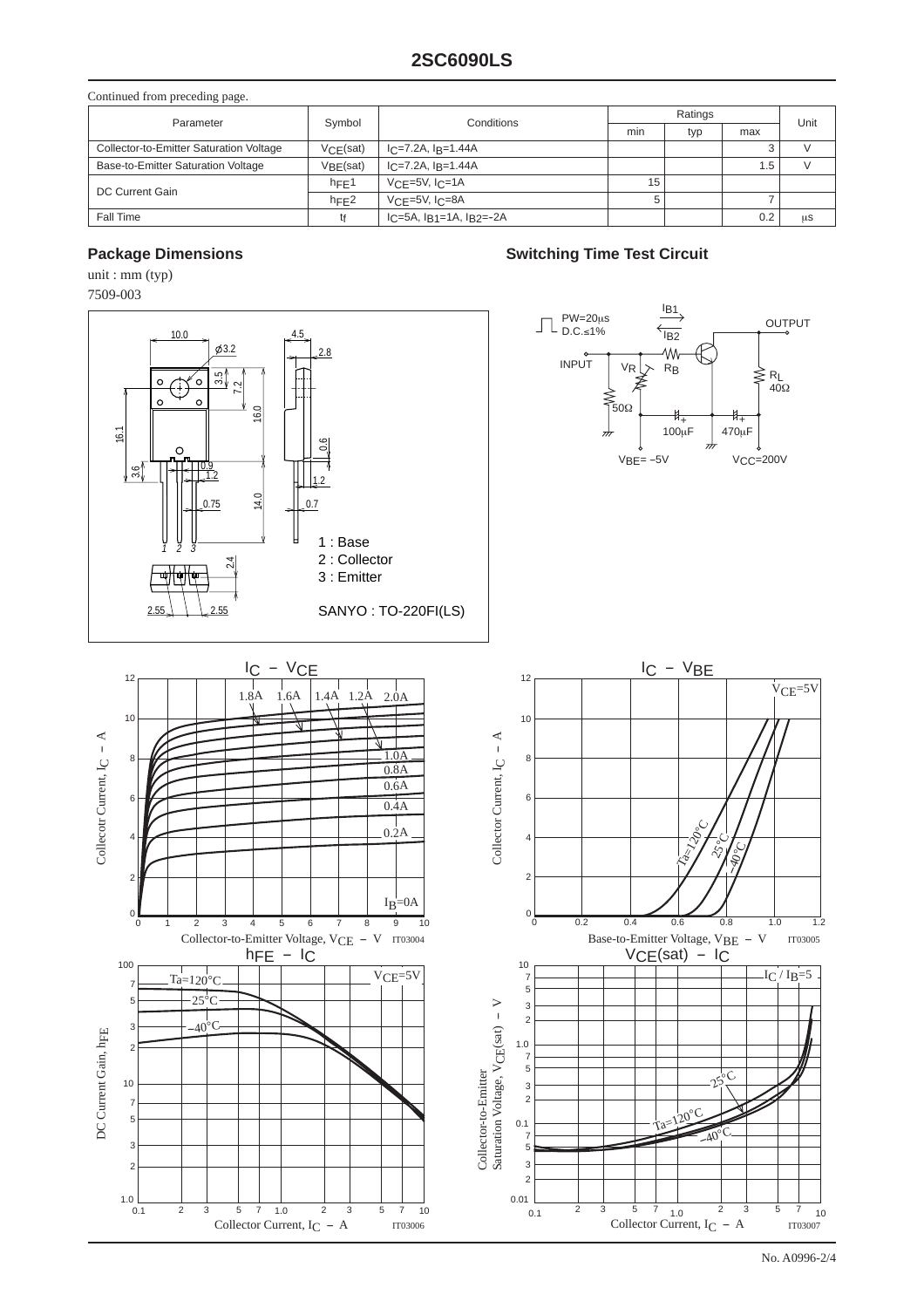## 2SC6090LS

Continued from preceding page.

| Parameter | Symbol | Conditions | Ratings | | | Unit |
|---|---|---|---|---|---|---|
| | | | min | typ | max | |
| Collector-to-Emitter Saturation Voltage | $V_{CE}(sat)$ | $I_C$=7.2A, $I_B$=1.44A | | | 3 | V |
| Base-to-Emitter Saturation Voltage | $V_{BE}(sat)$ | $I_C$=7.2A, $I_B$=1.44A | | | 1.5 | V |
| DC Current Gain | $h_{FE}1$ | $V_{CE}$=5V, $I_C$=1A | 15 | | | |
| | $h_{FE}2$ | $V_{CE}$=5V, $I_C$=8A | 5 | | 7 | |
| Fall Time | $t_f$ | $I_C$=5A, $I_{B1}$=1A, $I_{B2}$=−2A | | | 0.2 | μs |

### Package Dimensions

unit : mm (typ)

7509-003

1 : Base
2 : Collector
3 : Emitter

SANYO : TO-220FI(LS)

### Switching Time Test Circuit

PW=20μs, D.C.≤1%, INPUT, $V_R$, $R_B$, 50Ω, 100μF, 470μF, $R_L$ 40Ω, OUTPUT, $V_{BE}$= −5V, $V_{CC}$=200V

$I_C$ − $V_{CE}$ (IT03004)

$I_C$ − $V_{BE}$ (IT03005)

$h_{FE}$ − $I_C$ (IT03006)

$V_{CE}(sat)$ − $I_C$ (IT03007)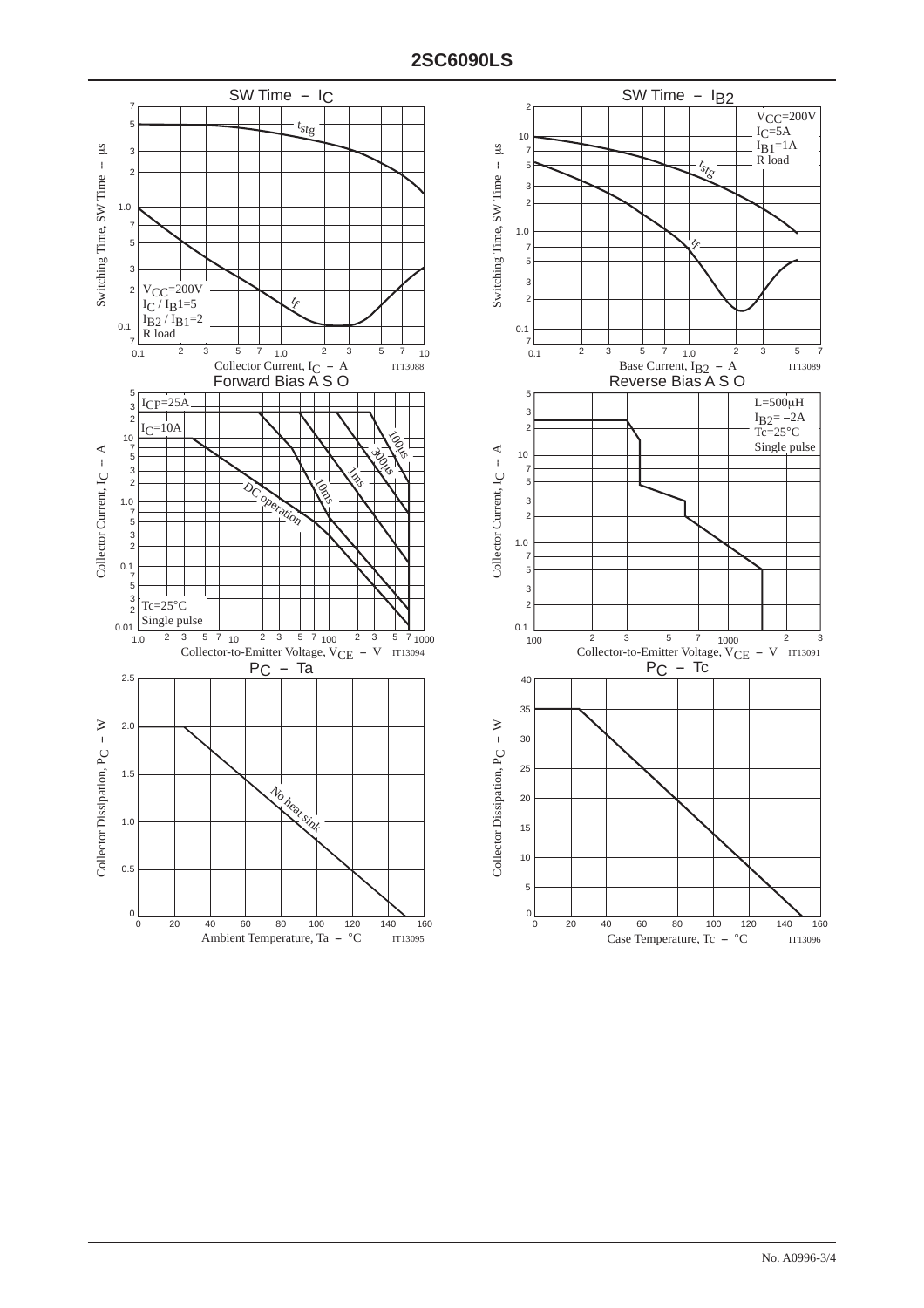# 2SC6090LS

**SW Time – $I_C$**

Switching Time, SW Time – μs vs. Collector Current, $I_C$ – A

$V_{CC}$=200V
$I_C$ / $I_B$1=5
$I_{B2}$ / $I_{B1}$=2
R load

$t_{stg}$, $t_f$

IT13088

**SW Time – $I_{B2}$**

Switching Time, SW Time – μs vs. Base Current, $I_{B2}$ – A

$V_{CC}$=200V
$I_C$=5A
$I_{B1}$=1A
R load

$t_{stg}$, $t_f$

IT13089

**Forward Bias A S O**

Collector Current, $I_C$ – A vs. Collector-to-Emitter Voltage, $V_{CE}$ – V

$I_{CP}$=25A
$I_C$=10A
100μs, 300μs, 1ms, 10ms, DC operation
Tc=25°C
Single pulse

IT13094

**Reverse Bias A S O**

Collector Current, $I_C$ – A vs. Collector-to-Emitter Voltage, $V_{CE}$ – V

L=500μH
$I_{B2}$= –2A
Tc=25°C
Single pulse

IT13091

**$P_C$ – Ta**

Collector Dissipation, $P_C$ – W vs. Ambient Temperature, Ta – °C

No heat sink

IT13095

**$P_C$ – Tc**

Collector Dissipation, $P_C$ – W vs. Case Temperature, Tc – °C

IT13096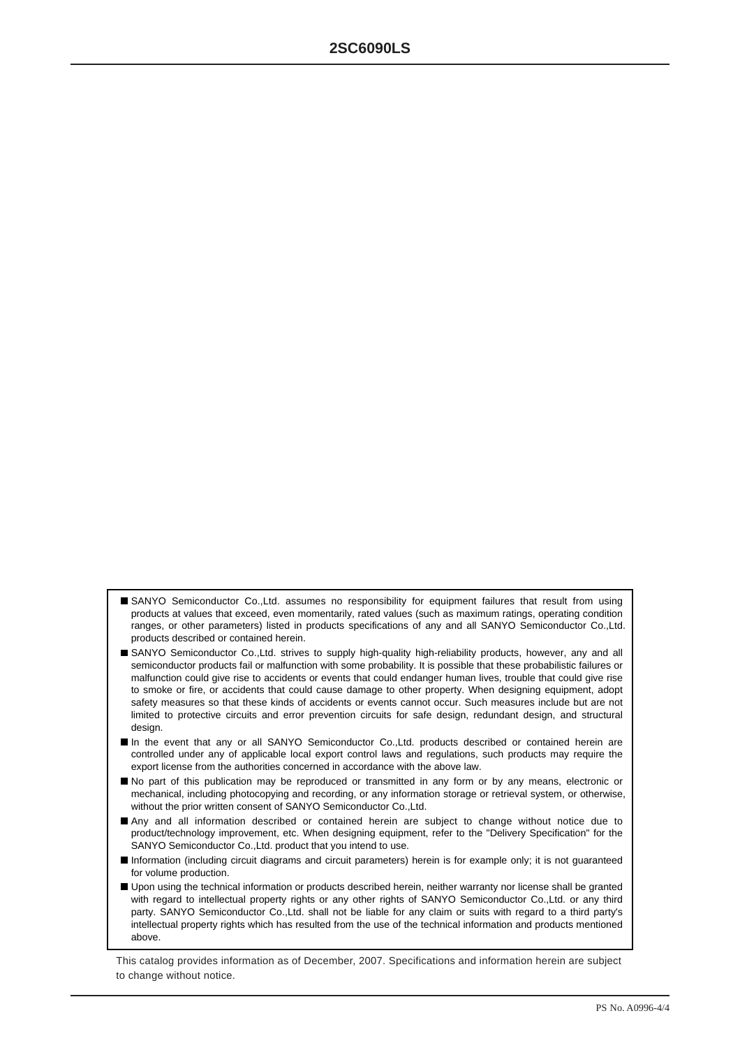- SANYO Semiconductor Co.,Ltd. assumes no responsibility for equipment failures that result from using products at values that exceed, even momentarily, rated values (such as maximum ratings, operating condition ranges, or other parameters) listed in products specifications of any and all SANYO Semiconductor Co.,Ltd. products described or contained herein.
- SANYO Semiconductor Co.,Ltd. strives to supply high-quality high-reliability products, however, any and all semiconductor products fail or malfunction with some probability. It is possible that these probabilistic failures or malfunction could give rise to accidents or events that could endanger human lives, trouble that could give rise to smoke or fire, or accidents that could cause damage to other property. When designing equipment, adopt safety measures so that these kinds of accidents or events cannot occur. Such measures include but are not limited to protective circuits and error prevention circuits for safe design, redundant design, and structural design.
- In the event that any or all SANYO Semiconductor Co.,Ltd. products described or contained herein are controlled under any of applicable local export control laws and regulations, such products may require the export license from the authorities concerned in accordance with the above law.
- No part of this publication may be reproduced or transmitted in any form or by any means, electronic or mechanical, including photocopying and recording, or any information storage or retrieval system, or otherwise, without the prior written consent of SANYO Semiconductor Co.,Ltd.
- Any and all information described or contained herein are subject to change without notice due to product/technology improvement, etc. When designing equipment, refer to the "Delivery Specification" for the SANYO Semiconductor Co.,Ltd. product that you intend to use.
- Information (including circuit diagrams and circuit parameters) herein is for example only; it is not guaranteed for volume production.
- Upon using the technical information or products described herein, neither warranty nor license shall be granted with regard to intellectual property rights or any other rights of SANYO Semiconductor Co.,Ltd. or any third party. SANYO Semiconductor Co.,Ltd. shall not be liable for any claim or suits with regard to a third party's intellectual property rights which has resulted from the use of the technical information and products mentioned above.

This catalog provides information as of December, 2007. Specifications and information herein are subject to change without notice.

PS No. A0996-4/4